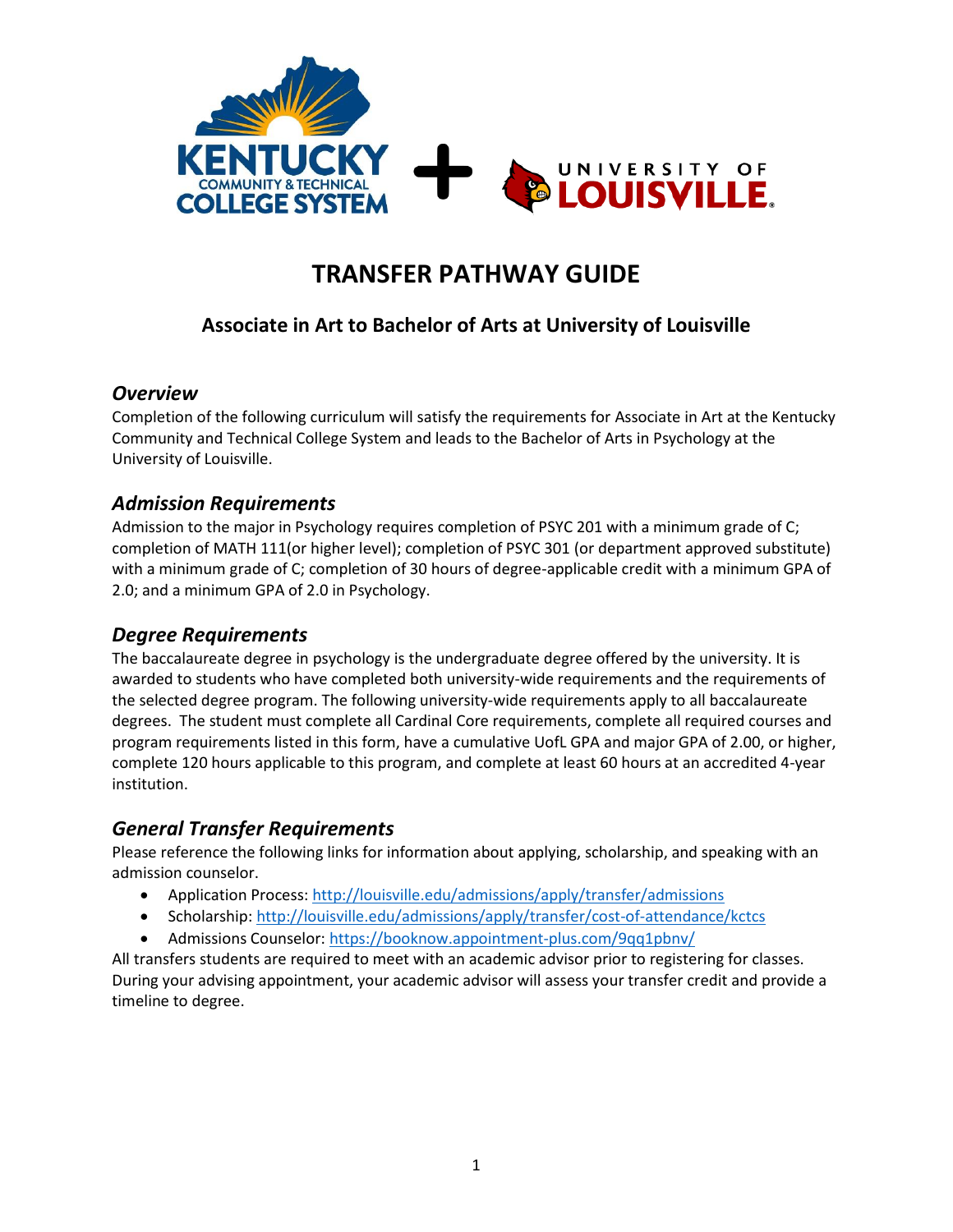# TRANSFER PATHWAY GUIDE

## Associate in Art to Bachelor of Arts at University of Louisville

### *Overview*

Completion of the following curriculum will satisfy the requirements for Associate in Art at the Kentucky Community and Technical College System and leads to the Bachelor of Arts in Psychology at the University of Louisville.

### *Admission Requirements*

Admission to the major in Psychology requires completion of PSYC 201 with a minimum grade of C; completion of MATH 111(or higher level); completion of PSYC 301 (or department approved substitute) with a minimum grade of C; completion of 30 hours of degree-applicable credit with a minimum GPA of 2.0; and a minimum GPA of 2.0 in Psychology.

### *Degree Requirements*

The baccalaureate degree in psychology is the undergraduate degree offered by the university. It is awarded to students who have completed both university-wide requirements and the requirements of the selected degree program. The following university-wide requirements apply to all baccalaureate degrees. The student must complete all Cardinal Core requirements, complete all required courses and program requirements listed in this form, have a cumulative UofL GPA and major GPA of 2.00, or higher, complete 120 hours applicable to this program, and complete at least 60 hours at an accredited 4-year institution.

### *General Transfer Requirements*

Please reference the following links for information about applying, scholarship, and speaking with an admission counselor.

- Application Process: http://louisville.edu/admissions/apply/transfer/admissions
- Scholarship: http://louisville.edu/admissions/apply/transfer/cost-of-attendance/kctcs
- Admissions Counselor: https://booknow.appointment-plus.com/9qq1pbnv/

All transfers students are required to meet with an academic advisor prior to registering for classes. During your advising appointment, your academic advisor will assess your transfer credit and provide a timeline to degree.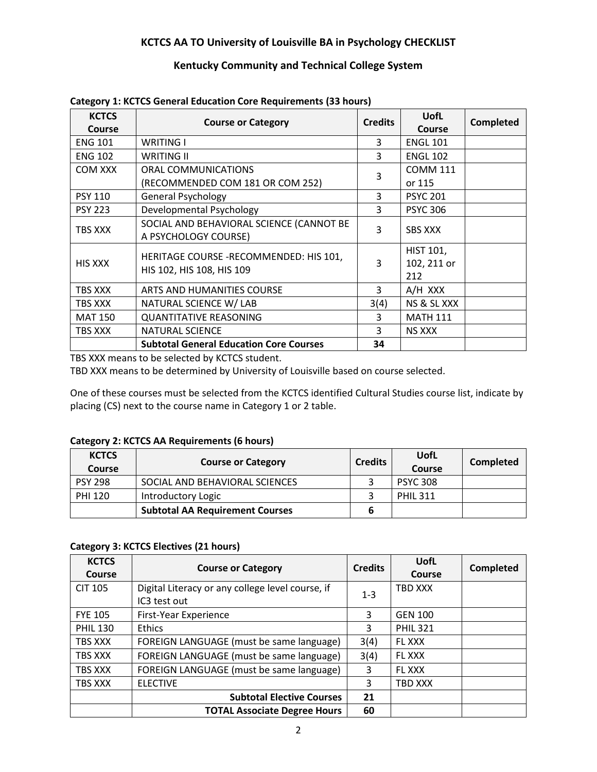# KCTCS AA TO University of Louisville BA in Psychology CHECKLIST

## Kentucky Community and Technical College System

**Category 1: KCTCS General Education Core Requirements (33 hours)**

| KCTCS Course | Course or Category | Credits | UofL Course | Completed |
|---|---|---|---|---|
| ENG 101 | WRITING I | 3 | ENGL 101 | |
| ENG 102 | WRITING II | 3 | ENGL 102 | |
| COM XXX | ORAL COMMUNICATIONS (RECOMMENDED COM 181 OR COM 252) | 3 | COMM 111 or 115 | |
| PSY 110 | General Psychology | 3 | PSYC 201 | |
| PSY 223 | Developmental Psychology | 3 | PSYC 306 | |
| TBS XXX | SOCIAL AND BEHAVIORAL SCIENCE (CANNOT BE A PSYCHOLOGY COURSE) | 3 | SBS XXX | |
| HIS XXX | HERITAGE COURSE -RECOMMENDED: HIS 101, HIS 102, HIS 108, HIS 109 | 3 | HIST 101, 102, 211 or 212 | |
| TBS XXX | ARTS AND HUMANITIES COURSE | 3 | A/H XXX | |
| TBS XXX | NATURAL SCIENCE W/ LAB | 3(4) | NS & SL XXX | |
| MAT 150 | QUANTITATIVE REASONING | 3 | MATH 111 | |
| TBS XXX | NATURAL SCIENCE | 3 | NS XXX | |
| | **Subtotal General Education Core Courses** | **34** | | |

TBS XXX means to be selected by KCTCS student.
TBD XXX means to be determined by University of Louisville based on course selected.

One of these courses must be selected from the KCTCS identified Cultural Studies course list, indicate by placing (CS) next to the course name in Category 1 or 2 table.

**Category 2: KCTCS AA Requirements (6 hours)**

| KCTCS Course | Course or Category | Credits | UofL Course | Completed |
|---|---|---|---|---|
| PSY 298 | SOCIAL AND BEHAVIORAL SCIENCES | 3 | PSYC 308 | |
| PHI 120 | Introductory Logic | 3 | PHIL 311 | |
| | **Subtotal AA Requirement Courses** | **6** | | |

**Category 3: KCTCS Electives (21 hours)**

| KCTCS Course | Course or Category | Credits | UofL Course | Completed |
|---|---|---|---|---|
| CIT 105 | Digital Literacy or any college level course, if IC3 test out | 1-3 | TBD XXX | |
| FYE 105 | First-Year Experience | 3 | GEN 100 | |
| PHIL 130 | Ethics | 3 | PHIL 321 | |
| TBS XXX | FOREIGN LANGUAGE (must be same language) | 3(4) | FL XXX | |
| TBS XXX | FOREIGN LANGUAGE (must be same language) | 3(4) | FL XXX | |
| TBS XXX | FOREIGN LANGUAGE (must be same language) | 3 | FL XXX | |
| TBS XXX | ELECTIVE | 3 | TBD XXX | |
| | **Subtotal Elective Courses** | **21** | | |
| | **TOTAL Associate Degree Hours** | **60** | | |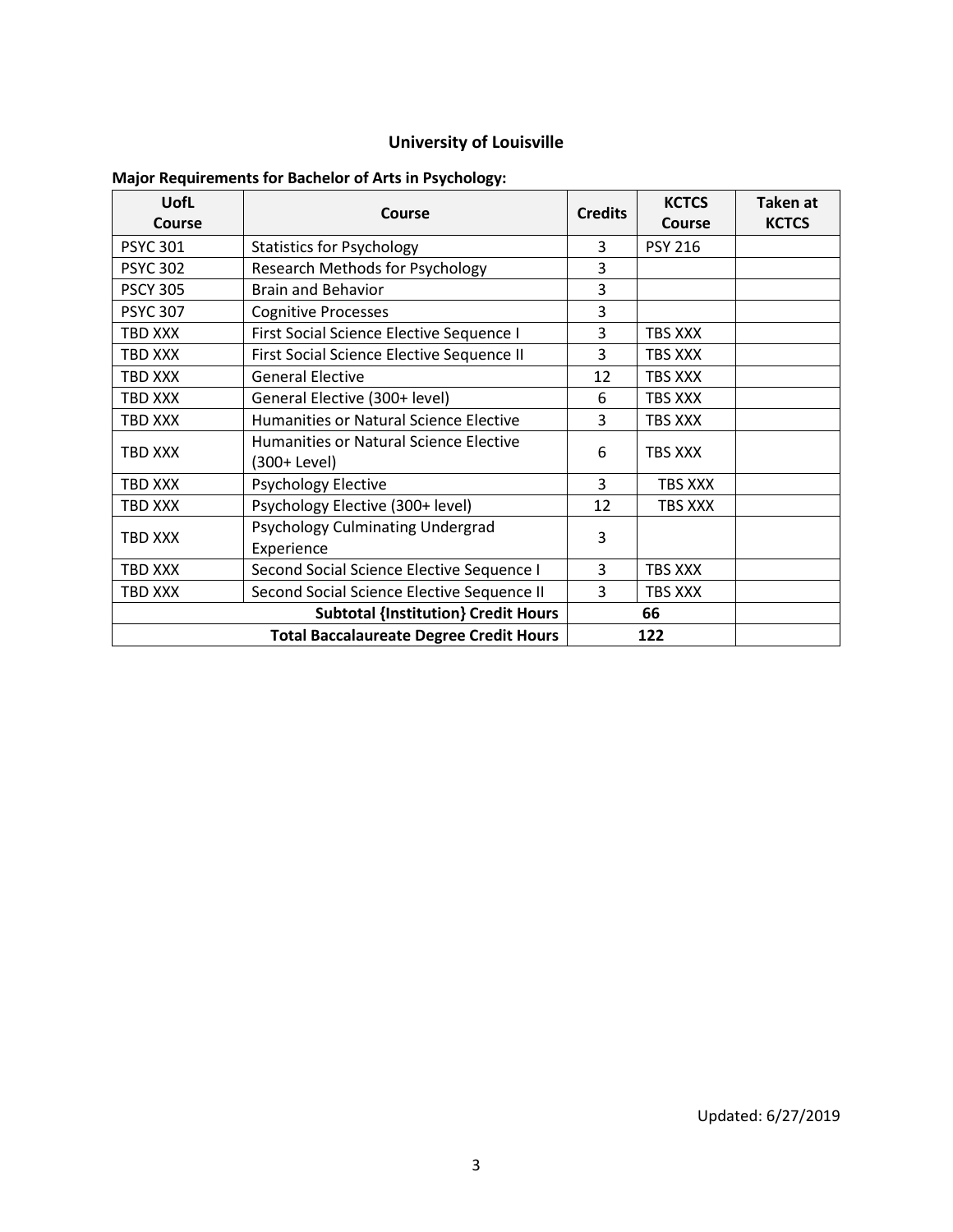## University of Louisville

**Major Requirements for Bachelor of Arts in Psychology:**

| UofL Course | Course | Credits | KCTCS Course | Taken at KCTCS |
|---|---|---|---|---|
| PSYC 301 | Statistics for Psychology | 3 | PSY 216 | |
| PSYC 302 | Research Methods for Psychology | 3 | | |
| PSCY 305 | Brain and Behavior | 3 | | |
| PSYC 307 | Cognitive Processes | 3 | | |
| TBD XXX | First Social Science Elective Sequence I | 3 | TBS XXX | |
| TBD XXX | First Social Science Elective Sequence II | 3 | TBS XXX | |
| TBD XXX | General Elective | 12 | TBS XXX | |
| TBD XXX | General Elective (300+ level) | 6 | TBS XXX | |
| TBD XXX | Humanities or Natural Science Elective | 3 | TBS XXX | |
| TBD XXX | Humanities or Natural Science Elective (300+ Level) | 6 | TBS XXX | |
| TBD XXX | Psychology Elective | 3 | TBS XXX | |
| TBD XXX | Psychology Elective (300+ level) | 12 | TBS XXX | |
| TBD XXX | Psychology Culminating Undergrad Experience | 3 | | |
| TBD XXX | Second Social Science Elective Sequence I | 3 | TBS XXX | |
| TBD XXX | Second Social Science Elective Sequence II | 3 | TBS XXX | |
| | **Subtotal {Institution} Credit Hours** | **66** | | |
| | **Total Baccalaureate Degree Credit Hours** | **122** | | |

Updated: 6/27/2019